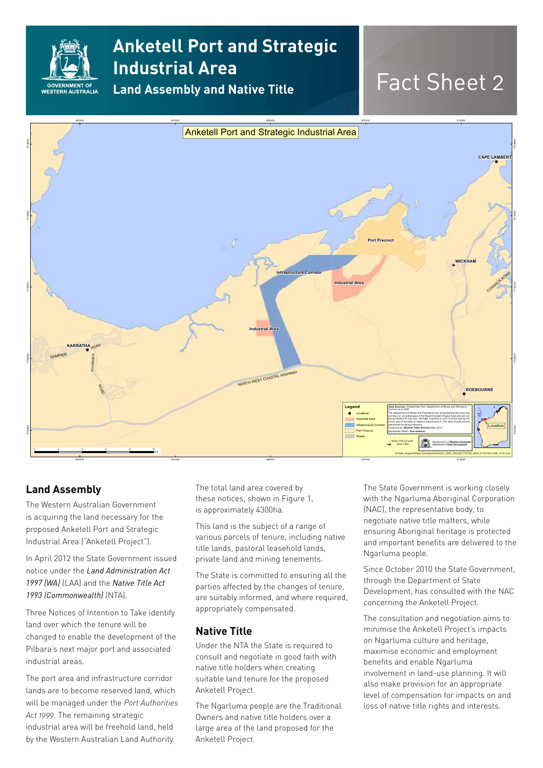# Anketell Port and Strategic Industrial Area

## Land Assembly and Native Title

Fact Sheet 2

## Land Assembly

The Western Australian Government is acquiring the land necessary for the proposed Anketell Port and Strategic Industrial Area ("Anketell Project").

In April 2012 the State Government issued notice under the *Land Administration Act 1997 (WA)* (LAA) and the *Native Title Act 1993 (Commonwealth)* (NTA).

Three Notices of Intention to Take identify land over which the tenure will be changed to enable the development of the Pilbara's next major port and associated industrial areas.

The port area and infrastructure corridor lands are to become reserved land, which will be managed under the *Port Authorities Act 1999*. The remaining strategic industrial area will be freehold land, held by the Western Australian Land Authority.

The total land area covered by these notices, shown in Figure 1, is approximately 4300ha.

This land is the subject of a range of various parcels of tenure, including native title lands, pastoral leasehold lands, private land and mining tenements.

The State is committed to ensuring all the parties affected by the changes of tenure, are suitably informed, and where required, appropriately compensated.

## Native Title

Under the NTA the State is required to consult and negotiate in good faith with native title holders when creating suitable land tenure for the proposed Anketell Project.

The Ngarluma people are the Traditional Owners and native title holders over a large area of the land proposed for the Anketell Project.

The State Government is working closely with the Ngarluma Aboriginal Corporation (NAC), the representative body, to negotiate native title matters, while ensuring Aboriginal heritage is protected and important benefits are delivered to the Ngarluma people.

Since October 2010 the State Government, through the Department of State Development, has consulted with the NAC concerning the Anketell Project.

The consultation and negotiation aims to minimise the Anketell Project's impacts on Ngarluma culture and heritage, maximise economic and employment benefits and enable Ngarluma involvement in land-use planning. It will also make provision for an appropriate level of compensation for impacts on and loss of native title rights and interests.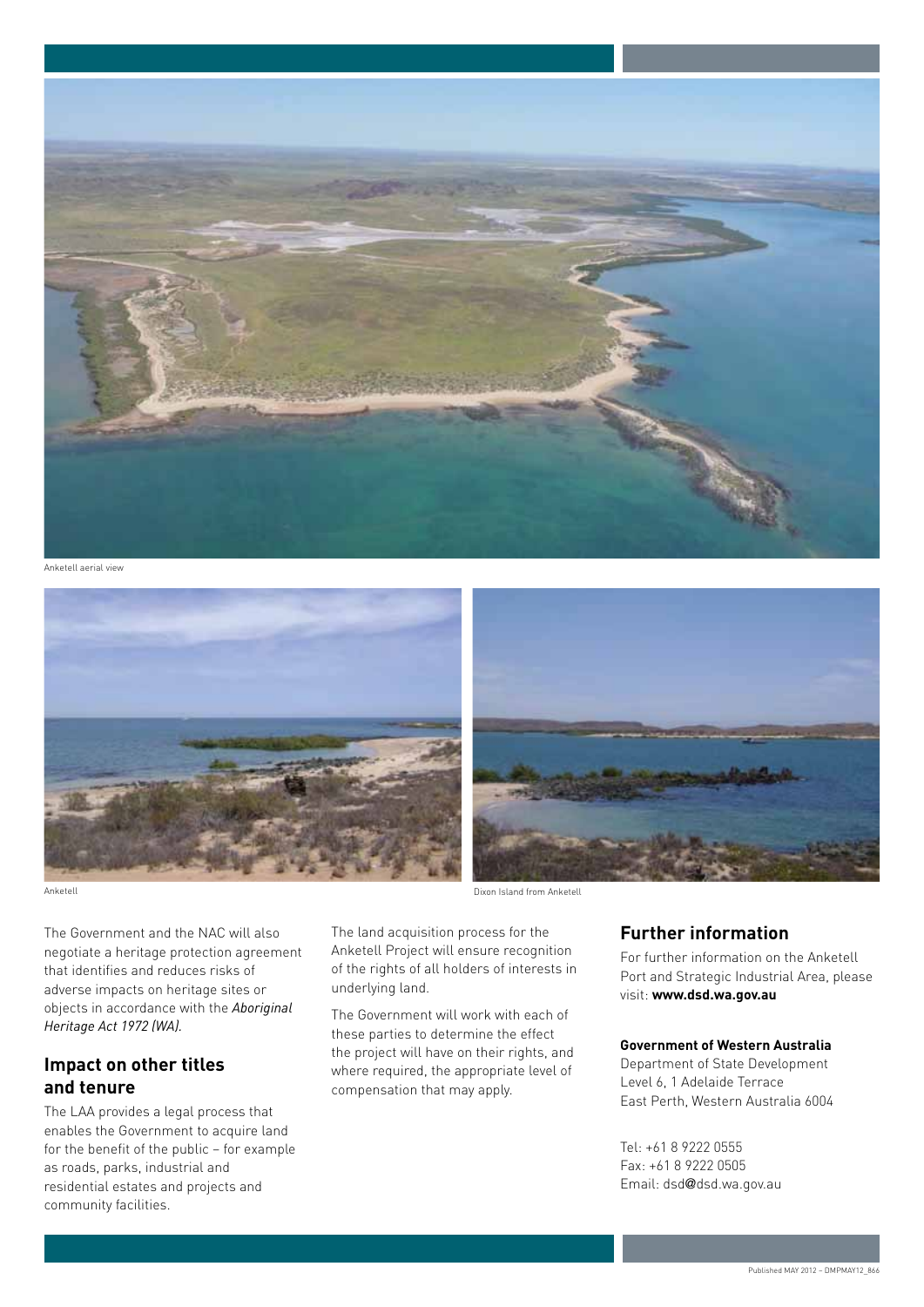Anketell aerial view

Anketell

Dixon Island from Anketell

The Government and the NAC will also negotiate a heritage protection agreement that identifies and reduces risks of adverse impacts on heritage sites or objects in accordance with the *Aboriginal Heritage Act 1972 (WA).*

## Impact on other titles and tenure

The LAA provides a legal process that enables the Government to acquire land for the benefit of the public – for example as roads, parks, industrial and residential estates and projects and community facilities.

The land acquisition process for the Anketell Project will ensure recognition of the rights of all holders of interests in underlying land.

The Government will work with each of these parties to determine the effect the project will have on their rights, and where required, the appropriate level of compensation that may apply.

## Further information

For further information on the Anketell Port and Strategic Industrial Area, please visit: **www.dsd.wa.gov.au**

**Government of Western Australia**
Department of State Development
Level 6, 1 Adelaide Terrace
East Perth, Western Australia 6004

Tel: +61 8 9222 0555
Fax: +61 8 9222 0505
Email: dsd@dsd.wa.gov.au

Published MAY 2012 – DMPMAY12_866